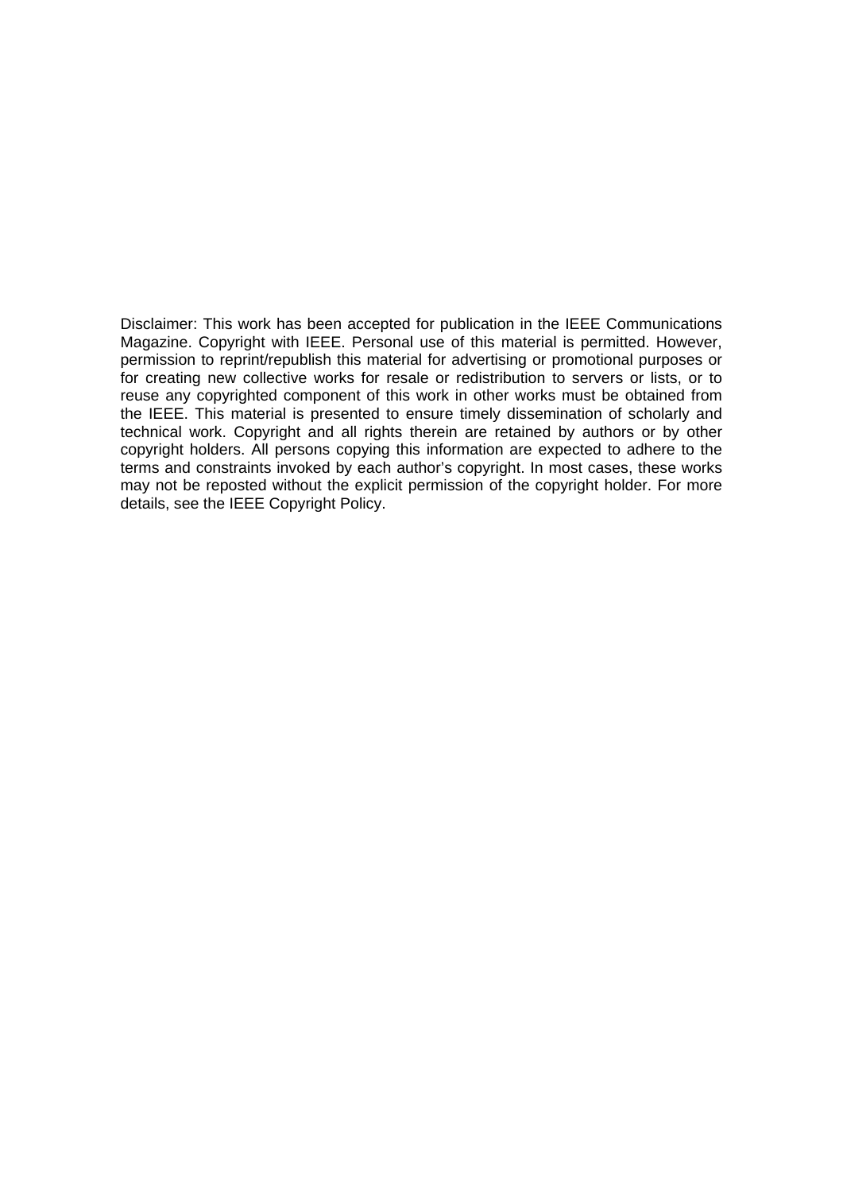Disclaimer: This work has been accepted for publication in the IEEE Communications Magazine. Copyright with IEEE. Personal use of this material is permitted. However, permission to reprint/republish this material for advertising or promotional purposes or for creating new collective works for resale or redistribution to servers or lists, or to reuse any copyrighted component of this work in other works must be obtained from the IEEE. This material is presented to ensure timely dissemination of scholarly and technical work. Copyright and all rights therein are retained by authors or by other copyright holders. All persons copying this information are expected to adhere to the terms and constraints invoked by each author's copyright. In most cases, these works may not be reposted without the explicit permission of the copyright holder. For more details, see the IEEE Copyright Policy.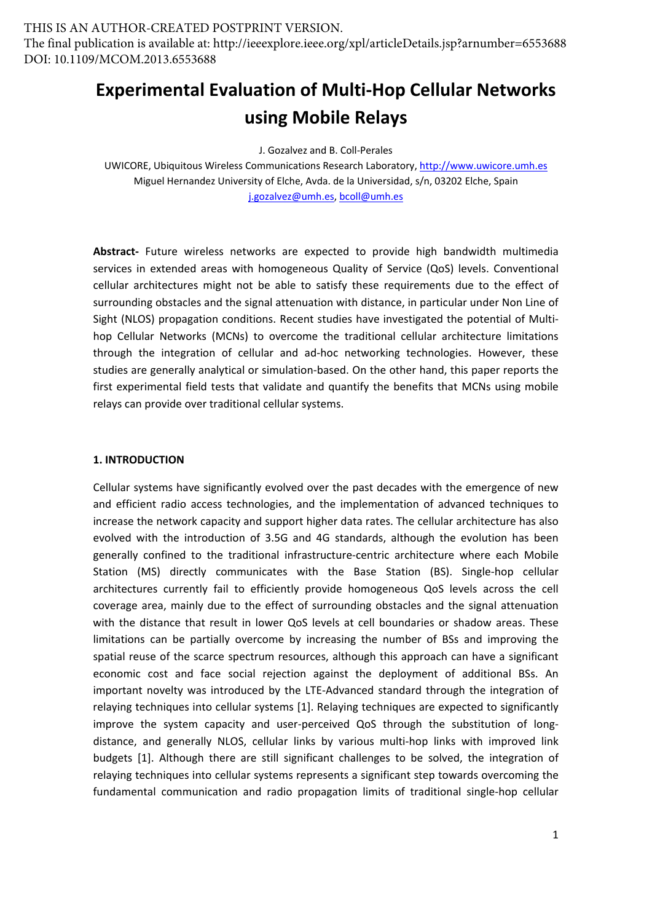THIS IS AN AUTHOR-CREATED POSTPRINT VERSION.
The final publication is available at: http://ieeexplore.ieee.org/xpl/articleDetails.jsp?arnumber=6553688
DOI: 10.1109/MCOM.2013.6553688

# Experimental Evaluation of Multi-Hop Cellular Networks using Mobile Relays

J. Gozalvez and B. Coll-Perales

UWICORE, Ubiquitous Wireless Communications Research Laboratory, http://www.uwicore.umh.es
Miguel Hernandez University of Elche, Avda. de la Universidad, s/n, 03202 Elche, Spain
j.gozalvez@umh.es, bcoll@umh.es

**Abstract-** Future wireless networks are expected to provide high bandwidth multimedia services in extended areas with homogeneous Quality of Service (QoS) levels. Conventional cellular architectures might not be able to satisfy these requirements due to the effect of surrounding obstacles and the signal attenuation with distance, in particular under Non Line of Sight (NLOS) propagation conditions. Recent studies have investigated the potential of Multi-hop Cellular Networks (MCNs) to overcome the traditional cellular architecture limitations through the integration of cellular and ad-hoc networking technologies. However, these studies are generally analytical or simulation-based. On the other hand, this paper reports the first experimental field tests that validate and quantify the benefits that MCNs using mobile relays can provide over traditional cellular systems.

## 1. INTRODUCTION

Cellular systems have significantly evolved over the past decades with the emergence of new and efficient radio access technologies, and the implementation of advanced techniques to increase the network capacity and support higher data rates. The cellular architecture has also evolved with the introduction of 3.5G and 4G standards, although the evolution has been generally confined to the traditional infrastructure-centric architecture where each Mobile Station (MS) directly communicates with the Base Station (BS). Single-hop cellular architectures currently fail to efficiently provide homogeneous QoS levels across the cell coverage area, mainly due to the effect of surrounding obstacles and the signal attenuation with the distance that result in lower QoS levels at cell boundaries or shadow areas. These limitations can be partially overcome by increasing the number of BSs and improving the spatial reuse of the scarce spectrum resources, although this approach can have a significant economic cost and face social rejection against the deployment of additional BSs. An important novelty was introduced by the LTE-Advanced standard through the integration of relaying techniques into cellular systems [1]. Relaying techniques are expected to significantly improve the system capacity and user-perceived QoS through the substitution of long-distance, and generally NLOS, cellular links by various multi-hop links with improved link budgets [1]. Although there are still significant challenges to be solved, the integration of relaying techniques into cellular systems represents a significant step towards overcoming the fundamental communication and radio propagation limits of traditional single-hop cellular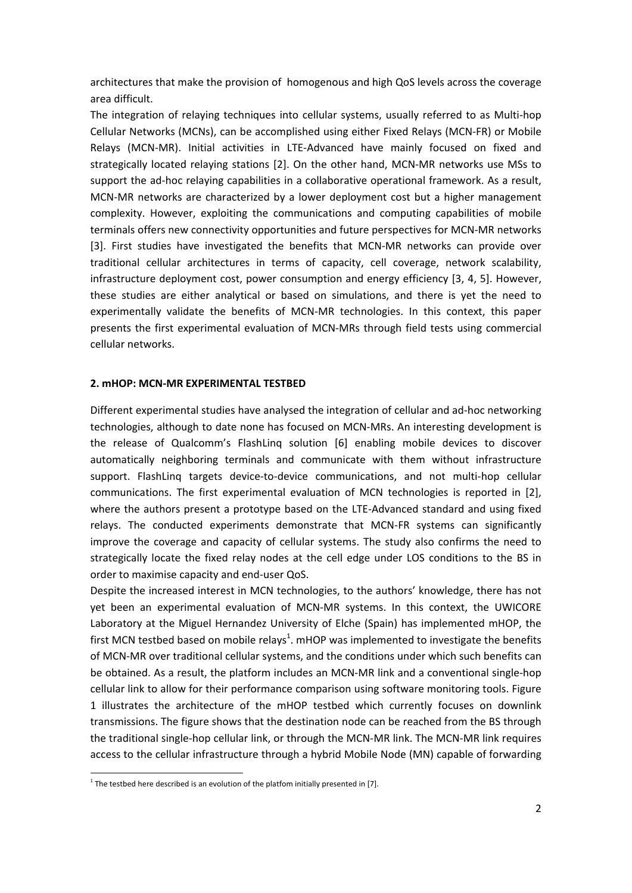architectures that make the provision of homogenous and high QoS levels across the coverage area difficult.

The integration of relaying techniques into cellular systems, usually referred to as Multi-hop Cellular Networks (MCNs), can be accomplished using either Fixed Relays (MCN-FR) or Mobile Relays (MCN-MR). Initial activities in LTE-Advanced have mainly focused on fixed and strategically located relaying stations [2]. On the other hand, MCN-MR networks use MSs to support the ad-hoc relaying capabilities in a collaborative operational framework. As a result, MCN-MR networks are characterized by a lower deployment cost but a higher management complexity. However, exploiting the communications and computing capabilities of mobile terminals offers new connectivity opportunities and future perspectives for MCN-MR networks [3]. First studies have investigated the benefits that MCN-MR networks can provide over traditional cellular architectures in terms of capacity, cell coverage, network scalability, infrastructure deployment cost, power consumption and energy efficiency [3, 4, 5]. However, these studies are either analytical or based on simulations, and there is yet the need to experimentally validate the benefits of MCN-MR technologies. In this context, this paper presents the first experimental evaluation of MCN-MRs through field tests using commercial cellular networks.

## 2. mHOP: MCN-MR EXPERIMENTAL TESTBED

Different experimental studies have analysed the integration of cellular and ad-hoc networking technologies, although to date none has focused on MCN-MRs. An interesting development is the release of Qualcomm's FlashLinq solution [6] enabling mobile devices to discover automatically neighboring terminals and communicate with them without infrastructure support. FlashLinq targets device-to-device communications, and not multi-hop cellular communications. The first experimental evaluation of MCN technologies is reported in [2], where the authors present a prototype based on the LTE-Advanced standard and using fixed relays. The conducted experiments demonstrate that MCN-FR systems can significantly improve the coverage and capacity of cellular systems. The study also confirms the need to strategically locate the fixed relay nodes at the cell edge under LOS conditions to the BS in order to maximise capacity and end-user QoS.

Despite the increased interest in MCN technologies, to the authors' knowledge, there has not yet been an experimental evaluation of MCN-MR systems. In this context, the UWICORE Laboratory at the Miguel Hernandez University of Elche (Spain) has implemented mHOP, the first MCN testbed based on mobile relays[1]. mHOP was implemented to investigate the benefits of MCN-MR over traditional cellular systems, and the conditions under which such benefits can be obtained. As a result, the platform includes an MCN-MR link and a conventional single-hop cellular link to allow for their performance comparison using software monitoring tools. Figure 1 illustrates the architecture of the mHOP testbed which currently focuses on downlink transmissions. The figure shows that the destination node can be reached from the BS through the traditional single-hop cellular link, or through the MCN-MR link. The MCN-MR link requires access to the cellular infrastructure through a hybrid Mobile Node (MN) capable of forwarding

[1] The testbed here described is an evolution of the platfom initially presented in [7].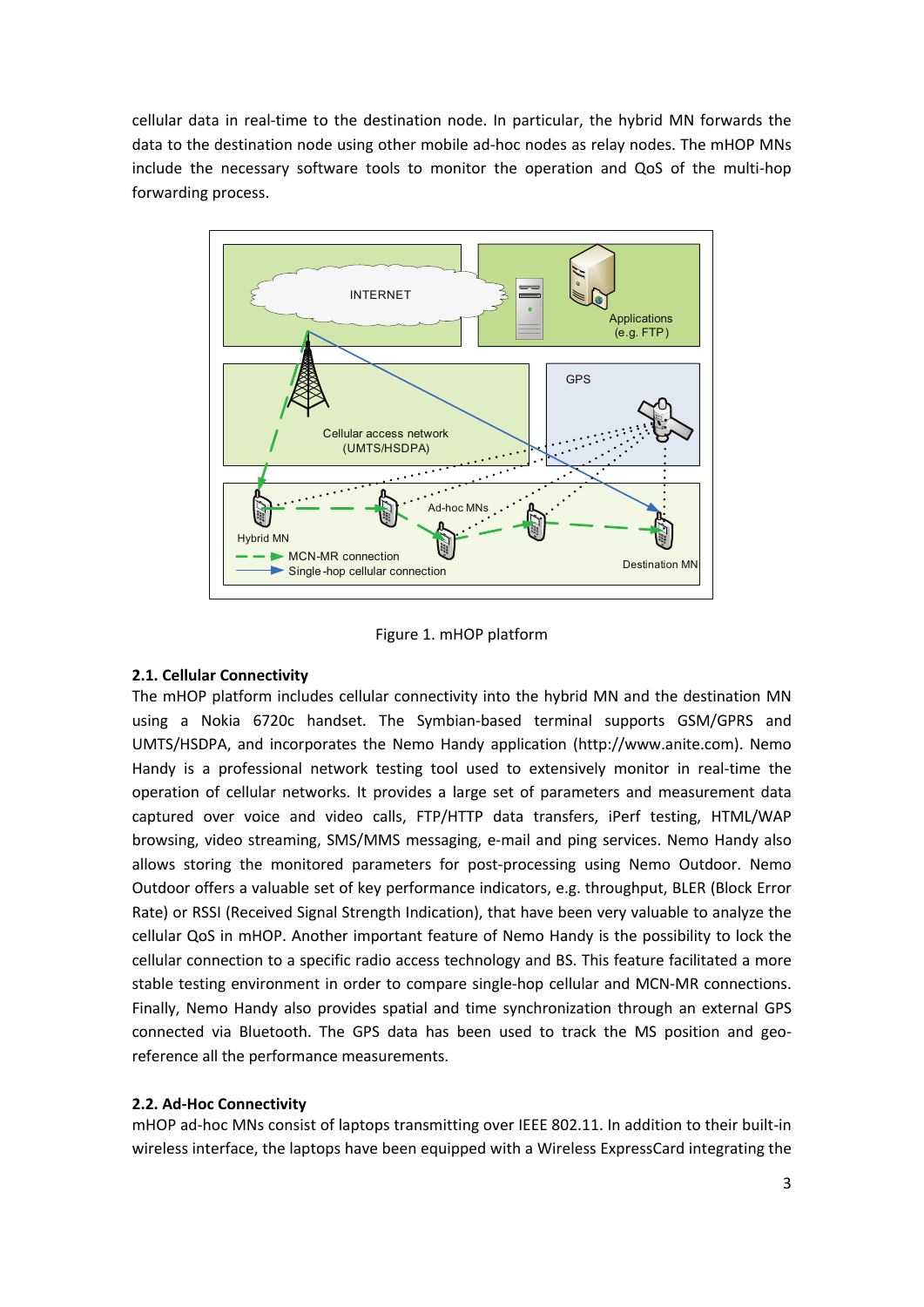cellular data in real-time to the destination node. In particular, the hybrid MN forwards the data to the destination node using other mobile ad-hoc nodes as relay nodes. The mHOP MNs include the necessary software tools to monitor the operation and QoS of the multi-hop forwarding process.

Figure 1. mHOP platform

### 2.1. Cellular Connectivity

The mHOP platform includes cellular connectivity into the hybrid MN and the destination MN using a Nokia 6720c handset. The Symbian-based terminal supports GSM/GPRS and UMTS/HSDPA, and incorporates the Nemo Handy application (http://www.anite.com). Nemo Handy is a professional network testing tool used to extensively monitor in real-time the operation of cellular networks. It provides a large set of parameters and measurement data captured over voice and video calls, FTP/HTTP data transfers, iPerf testing, HTML/WAP browsing, video streaming, SMS/MMS messaging, e-mail and ping services. Nemo Handy also allows storing the monitored parameters for post-processing using Nemo Outdoor. Nemo Outdoor offers a valuable set of key performance indicators, e.g. throughput, BLER (Block Error Rate) or RSSI (Received Signal Strength Indication), that have been very valuable to analyze the cellular QoS in mHOP. Another important feature of Nemo Handy is the possibility to lock the cellular connection to a specific radio access technology and BS. This feature facilitated a more stable testing environment in order to compare single-hop cellular and MCN-MR connections. Finally, Nemo Handy also provides spatial and time synchronization through an external GPS connected via Bluetooth. The GPS data has been used to track the MS position and geo-reference all the performance measurements.

### 2.2. Ad-Hoc Connectivity

mHOP ad-hoc MNs consist of laptops transmitting over IEEE 802.11. In addition to their built-in wireless interface, the laptops have been equipped with a Wireless ExpressCard integrating the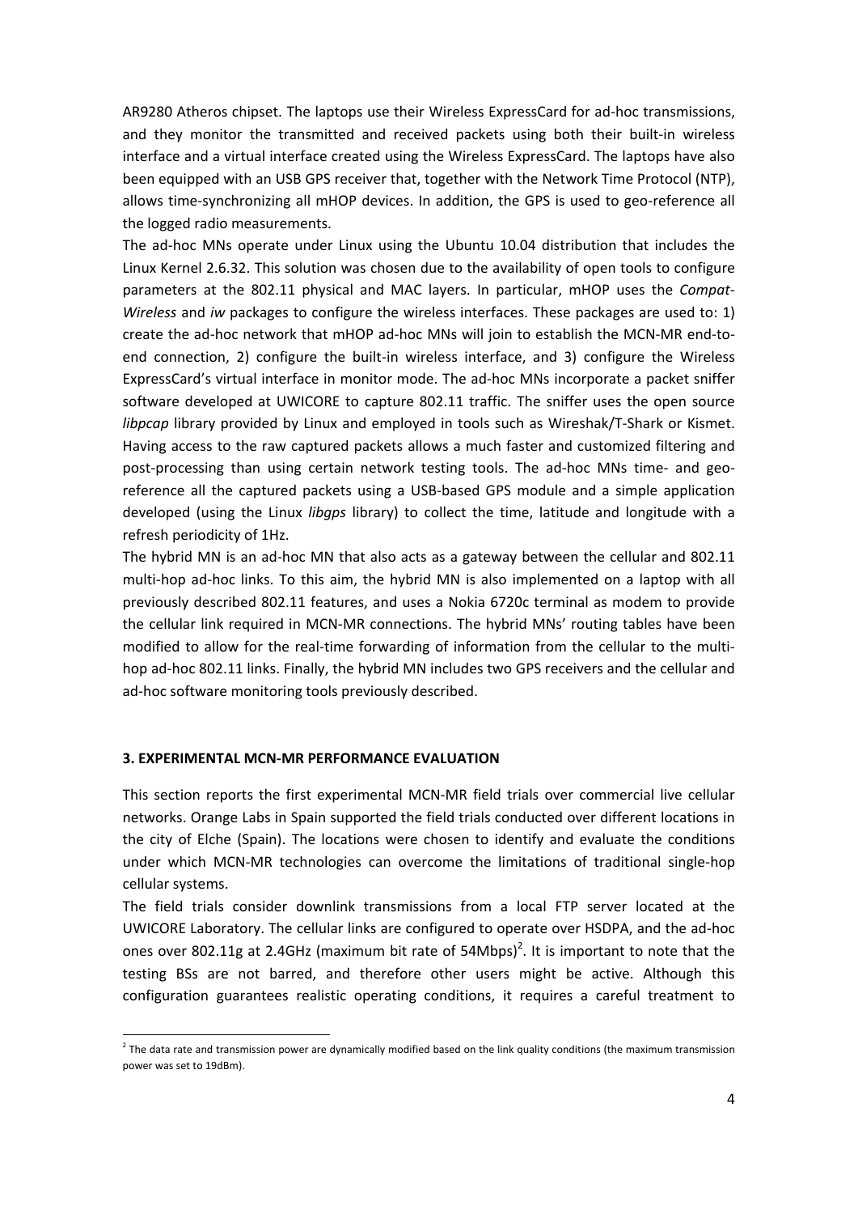AR9280 Atheros chipset. The laptops use their Wireless ExpressCard for ad-hoc transmissions, and they monitor the transmitted and received packets using both their built-in wireless interface and a virtual interface created using the Wireless ExpressCard. The laptops have also been equipped with an USB GPS receiver that, together with the Network Time Protocol (NTP), allows time-synchronizing all mHOP devices. In addition, the GPS is used to geo-reference all the logged radio measurements.

The ad-hoc MNs operate under Linux using the Ubuntu 10.04 distribution that includes the Linux Kernel 2.6.32. This solution was chosen due to the availability of open tools to configure parameters at the 802.11 physical and MAC layers. In particular, mHOP uses the *Compat-Wireless* and *iw* packages to configure the wireless interfaces. These packages are used to: 1) create the ad-hoc network that mHOP ad-hoc MNs will join to establish the MCN-MR end-to-end connection, 2) configure the built-in wireless interface, and 3) configure the Wireless ExpressCard's virtual interface in monitor mode. The ad-hoc MNs incorporate a packet sniffer software developed at UWICORE to capture 802.11 traffic. The sniffer uses the open source *libpcap* library provided by Linux and employed in tools such as Wireshak/T-Shark or Kismet. Having access to the raw captured packets allows a much faster and customized filtering and post-processing than using certain network testing tools. The ad-hoc MNs time- and geo-reference all the captured packets using a USB-based GPS module and a simple application developed (using the Linux *libgps* library) to collect the time, latitude and longitude with a refresh periodicity of 1Hz.

The hybrid MN is an ad-hoc MN that also acts as a gateway between the cellular and 802.11 multi-hop ad-hoc links. To this aim, the hybrid MN is also implemented on a laptop with all previously described 802.11 features, and uses a Nokia 6720c terminal as modem to provide the cellular link required in MCN-MR connections. The hybrid MNs' routing tables have been modified to allow for the real-time forwarding of information from the cellular to the multi-hop ad-hoc 802.11 links. Finally, the hybrid MN includes two GPS receivers and the cellular and ad-hoc software monitoring tools previously described.

## 3. EXPERIMENTAL MCN-MR PERFORMANCE EVALUATION

This section reports the first experimental MCN-MR field trials over commercial live cellular networks. Orange Labs in Spain supported the field trials conducted over different locations in the city of Elche (Spain). The locations were chosen to identify and evaluate the conditions under which MCN-MR technologies can overcome the limitations of traditional single-hop cellular systems.

The field trials consider downlink transmissions from a local FTP server located at the UWICORE Laboratory. The cellular links are configured to operate over HSDPA, and the ad-hoc ones over 802.11g at 2.4GHz (maximum bit rate of 54Mbps)[2]. It is important to note that the testing BSs are not barred, and therefore other users might be active. Although this configuration guarantees realistic operating conditions, it requires a careful treatment to

[2] The data rate and transmission power are dynamically modified based on the link quality conditions (the maximum transmission power was set to 19dBm).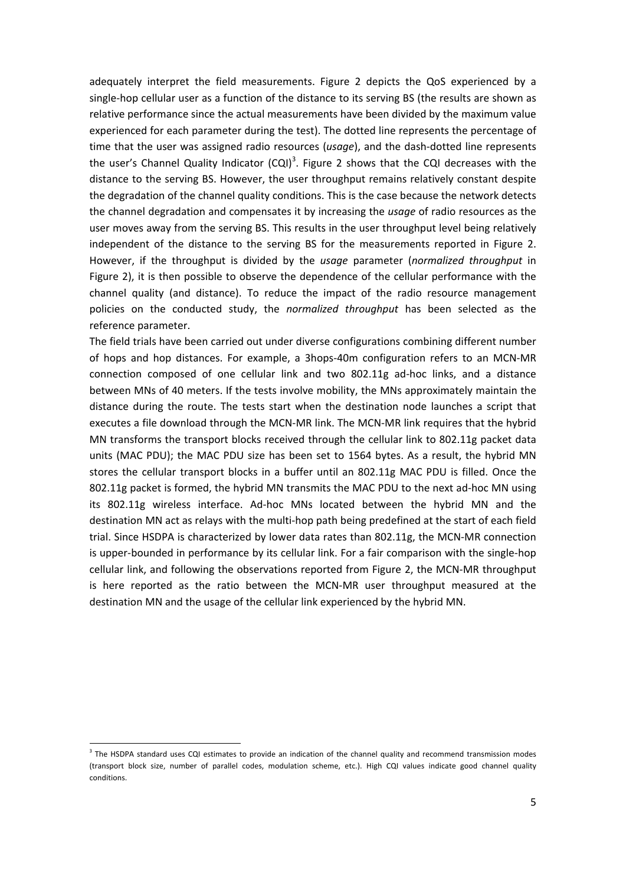adequately interpret the field measurements. Figure 2 depicts the QoS experienced by a single-hop cellular user as a function of the distance to its serving BS (the results are shown as relative performance since the actual measurements have been divided by the maximum value experienced for each parameter during the test). The dotted line represents the percentage of time that the user was assigned radio resources (*usage*), and the dash-dotted line represents the user's Channel Quality Indicator (CQI)[3]. Figure 2 shows that the CQI decreases with the distance to the serving BS. However, the user throughput remains relatively constant despite the degradation of the channel quality conditions. This is the case because the network detects the channel degradation and compensates it by increasing the *usage* of radio resources as the user moves away from the serving BS. This results in the user throughput level being relatively independent of the distance to the serving BS for the measurements reported in Figure 2. However, if the throughput is divided by the *usage* parameter (*normalized throughput* in Figure 2), it is then possible to observe the dependence of the cellular performance with the channel quality (and distance). To reduce the impact of the radio resource management policies on the conducted study, the *normalized throughput* has been selected as the reference parameter.

The field trials have been carried out under diverse configurations combining different number of hops and hop distances. For example, a 3hops-40m configuration refers to an MCN-MR connection composed of one cellular link and two 802.11g ad-hoc links, and a distance between MNs of 40 meters. If the tests involve mobility, the MNs approximately maintain the distance during the route. The tests start when the destination node launches a script that executes a file download through the MCN-MR link. The MCN-MR link requires that the hybrid MN transforms the transport blocks received through the cellular link to 802.11g packet data units (MAC PDU); the MAC PDU size has been set to 1564 bytes. As a result, the hybrid MN stores the cellular transport blocks in a buffer until an 802.11g MAC PDU is filled. Once the 802.11g packet is formed, the hybrid MN transmits the MAC PDU to the next ad-hoc MN using its 802.11g wireless interface. Ad-hoc MNs located between the hybrid MN and the destination MN act as relays with the multi-hop path being predefined at the start of each field trial. Since HSDPA is characterized by lower data rates than 802.11g, the MCN-MR connection is upper-bounded in performance by its cellular link. For a fair comparison with the single-hop cellular link, and following the observations reported from Figure 2, the MCN-MR throughput is here reported as the ratio between the MCN-MR user throughput measured at the destination MN and the usage of the cellular link experienced by the hybrid MN.

[3] The HSDPA standard uses CQI estimates to provide an indication of the channel quality and recommend transmission modes (transport block size, number of parallel codes, modulation scheme, etc.). High CQI values indicate good channel quality conditions.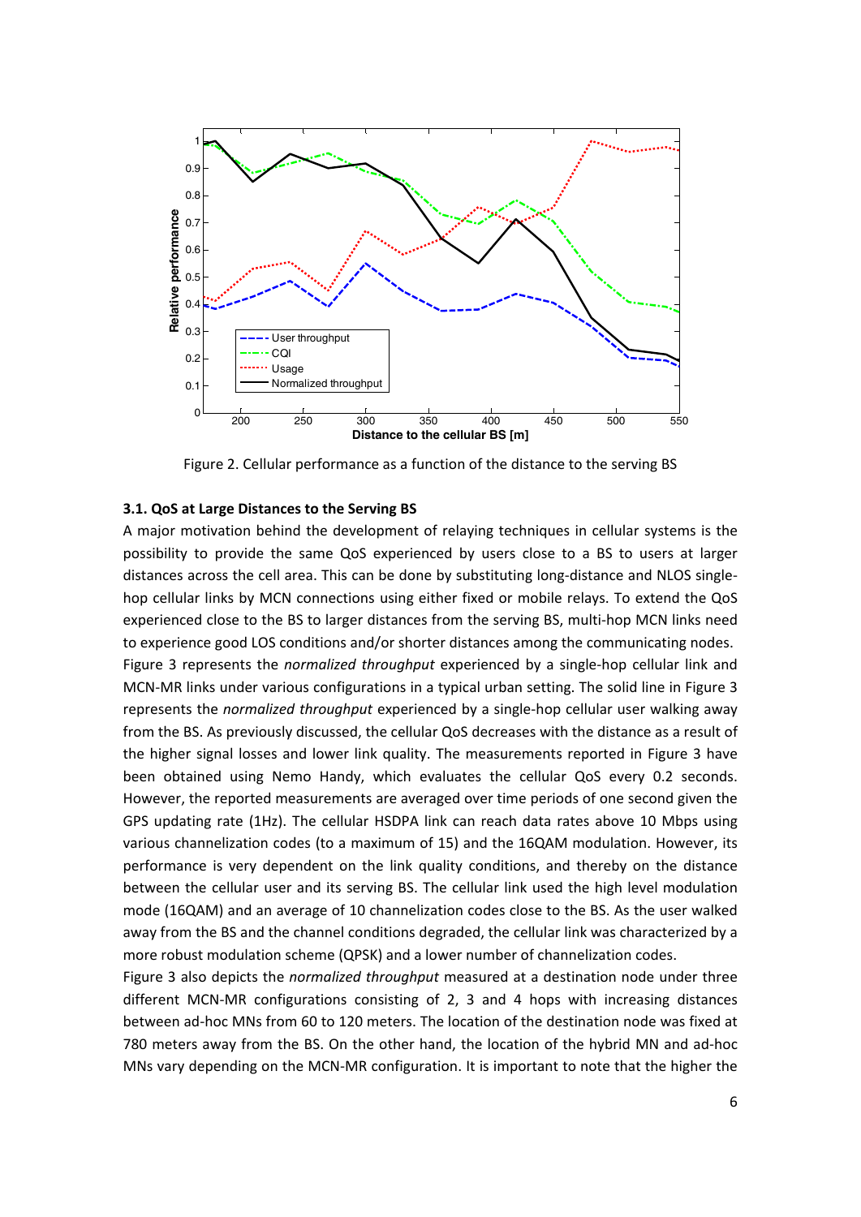Figure 2. Cellular performance as a function of the distance to the serving BS

### 3.1. QoS at Large Distances to the Serving BS

A major motivation behind the development of relaying techniques in cellular systems is the possibility to provide the same QoS experienced by users close to a BS to users at larger distances across the cell area. This can be done by substituting long-distance and NLOS single-hop cellular links by MCN connections using either fixed or mobile relays. To extend the QoS experienced close to the BS to larger distances from the serving BS, multi-hop MCN links need to experience good LOS conditions and/or shorter distances among the communicating nodes.

Figure 3 represents the *normalized throughput* experienced by a single-hop cellular link and MCN-MR links under various configurations in a typical urban setting. The solid line in Figure 3 represents the *normalized throughput* experienced by a single-hop cellular user walking away from the BS. As previously discussed, the cellular QoS decreases with the distance as a result of the higher signal losses and lower link quality. The measurements reported in Figure 3 have been obtained using Nemo Handy, which evaluates the cellular QoS every 0.2 seconds. However, the reported measurements are averaged over time periods of one second given the GPS updating rate (1Hz). The cellular HSDPA link can reach data rates above 10 Mbps using various channelization codes (to a maximum of 15) and the 16QAM modulation. However, its performance is very dependent on the link quality conditions, and thereby on the distance between the cellular user and its serving BS. The cellular link used the high level modulation mode (16QAM) and an average of 10 channelization codes close to the BS. As the user walked away from the BS and the channel conditions degraded, the cellular link was characterized by a more robust modulation scheme (QPSK) and a lower number of channelization codes.

Figure 3 also depicts the *normalized throughput* measured at a destination node under three different MCN-MR configurations consisting of 2, 3 and 4 hops with increasing distances between ad-hoc MNs from 60 to 120 meters. The location of the destination node was fixed at 780 meters away from the BS. On the other hand, the location of the hybrid MN and ad-hoc MNs vary depending on the MCN-MR configuration. It is important to note that the higher the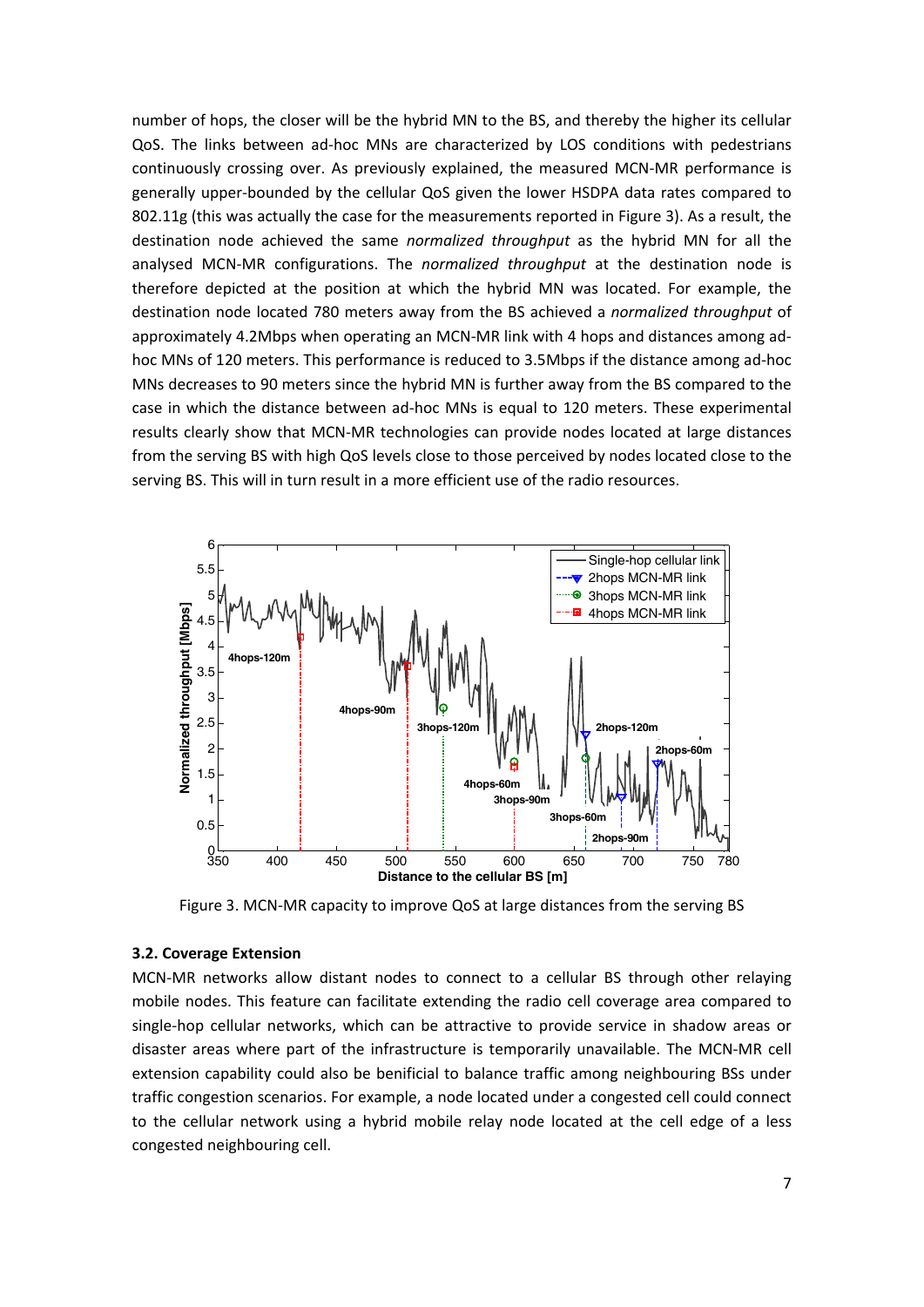number of hops, the closer will be the hybrid MN to the BS, and thereby the higher its cellular QoS. The links between ad-hoc MNs are characterized by LOS conditions with pedestrians continuously crossing over. As previously explained, the measured MCN-MR performance is generally upper-bounded by the cellular QoS given the lower HSDPA data rates compared to 802.11g (this was actually the case for the measurements reported in Figure 3). As a result, the destination node achieved the same *normalized throughput* as the hybrid MN for all the analysed MCN-MR configurations. The *normalized throughput* at the destination node is therefore depicted at the position at which the hybrid MN was located. For example, the destination node located 780 meters away from the BS achieved a *normalized throughput* of approximately 4.2Mbps when operating an MCN-MR link with 4 hops and distances among ad-hoc MNs of 120 meters. This performance is reduced to 3.5Mbps if the distance among ad-hoc MNs decreases to 90 meters since the hybrid MN is further away from the BS compared to the case in which the distance between ad-hoc MNs is equal to 120 meters. These experimental results clearly show that MCN-MR technologies can provide nodes located at large distances from the serving BS with high QoS levels close to those perceived by nodes located close to the serving BS. This will in turn result in a more efficient use of the radio resources.

Figure 3. MCN-MR capacity to improve QoS at large distances from the serving BS

### 3.2. Coverage Extension

MCN-MR networks allow distant nodes to connect to a cellular BS through other relaying mobile nodes. This feature can facilitate extending the radio cell coverage area compared to single-hop cellular networks, which can be attractive to provide service in shadow areas or disaster areas where part of the infrastructure is temporarily unavailable. The MCN-MR cell extension capability could also be benificial to balance traffic among neighbouring BSs under traffic congestion scenarios. For example, a node located under a congested cell could connect to the cellular network using a hybrid mobile relay node located at the cell edge of a less congested neighbouring cell.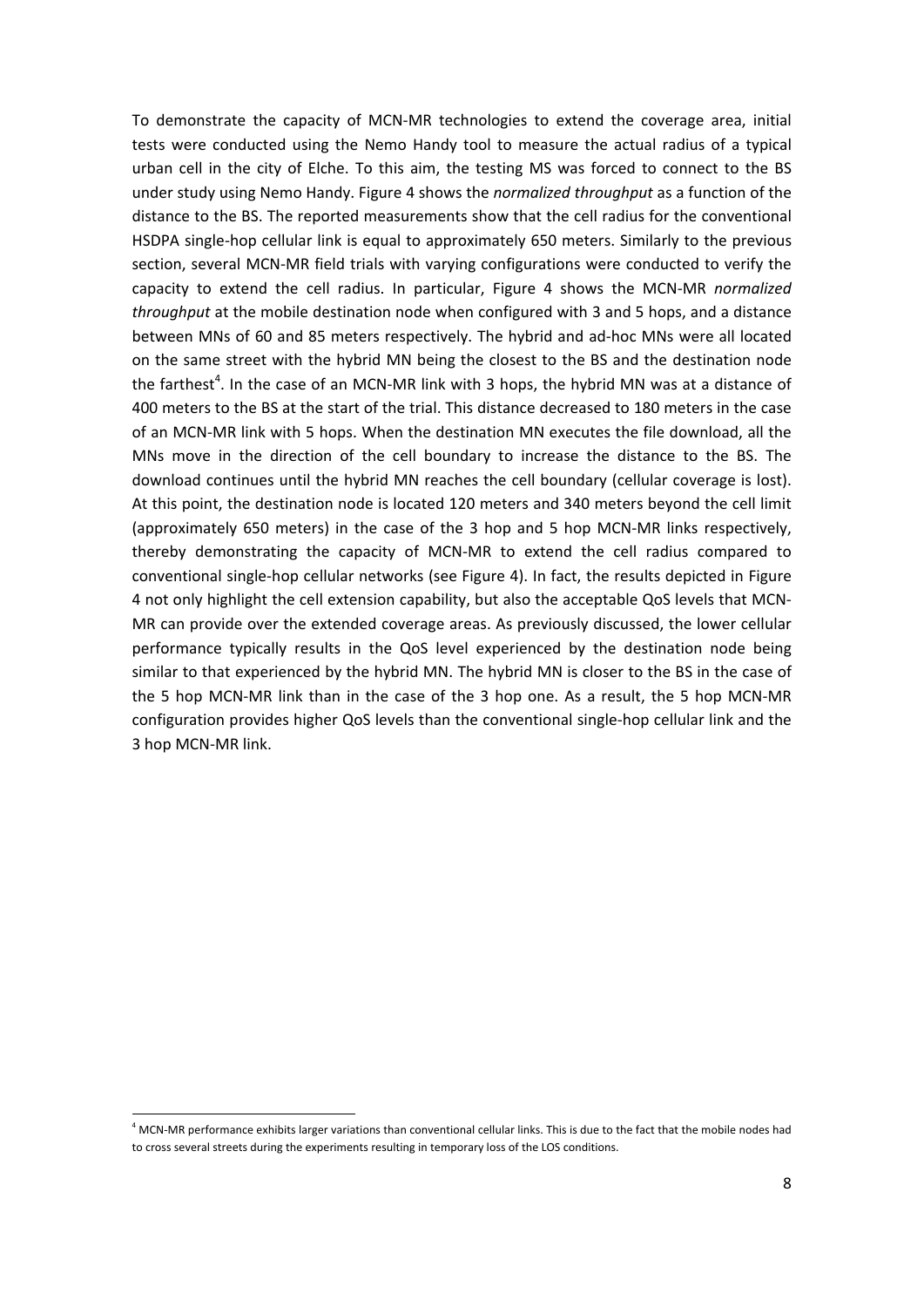To demonstrate the capacity of MCN-MR technologies to extend the coverage area, initial tests were conducted using the Nemo Handy tool to measure the actual radius of a typical urban cell in the city of Elche. To this aim, the testing MS was forced to connect to the BS under study using Nemo Handy. Figure 4 shows the *normalized throughput* as a function of the distance to the BS. The reported measurements show that the cell radius for the conventional HSDPA single-hop cellular link is equal to approximately 650 meters. Similarly to the previous section, several MCN-MR field trials with varying configurations were conducted to verify the capacity to extend the cell radius. In particular, Figure 4 shows the MCN-MR *normalized throughput* at the mobile destination node when configured with 3 and 5 hops, and a distance between MNs of 60 and 85 meters respectively. The hybrid and ad-hoc MNs were all located on the same street with the hybrid MN being the closest to the BS and the destination node the farthest[4]. In the case of an MCN-MR link with 3 hops, the hybrid MN was at a distance of 400 meters to the BS at the start of the trial. This distance decreased to 180 meters in the case of an MCN-MR link with 5 hops. When the destination MN executes the file download, all the MNs move in the direction of the cell boundary to increase the distance to the BS. The download continues until the hybrid MN reaches the cell boundary (cellular coverage is lost). At this point, the destination node is located 120 meters and 340 meters beyond the cell limit (approximately 650 meters) in the case of the 3 hop and 5 hop MCN-MR links respectively, thereby demonstrating the capacity of MCN-MR to extend the cell radius compared to conventional single-hop cellular networks (see Figure 4). In fact, the results depicted in Figure 4 not only highlight the cell extension capability, but also the acceptable QoS levels that MCN-MR can provide over the extended coverage areas. As previously discussed, the lower cellular performance typically results in the QoS level experienced by the destination node being similar to that experienced by the hybrid MN. The hybrid MN is closer to the BS in the case of the 5 hop MCN-MR link than in the case of the 3 hop one. As a result, the 5 hop MCN-MR configuration provides higher QoS levels than the conventional single-hop cellular link and the 3 hop MCN-MR link.

---

[4] MCN-MR performance exhibits larger variations than conventional cellular links. This is due to the fact that the mobile nodes had to cross several streets during the experiments resulting in temporary loss of the LOS conditions.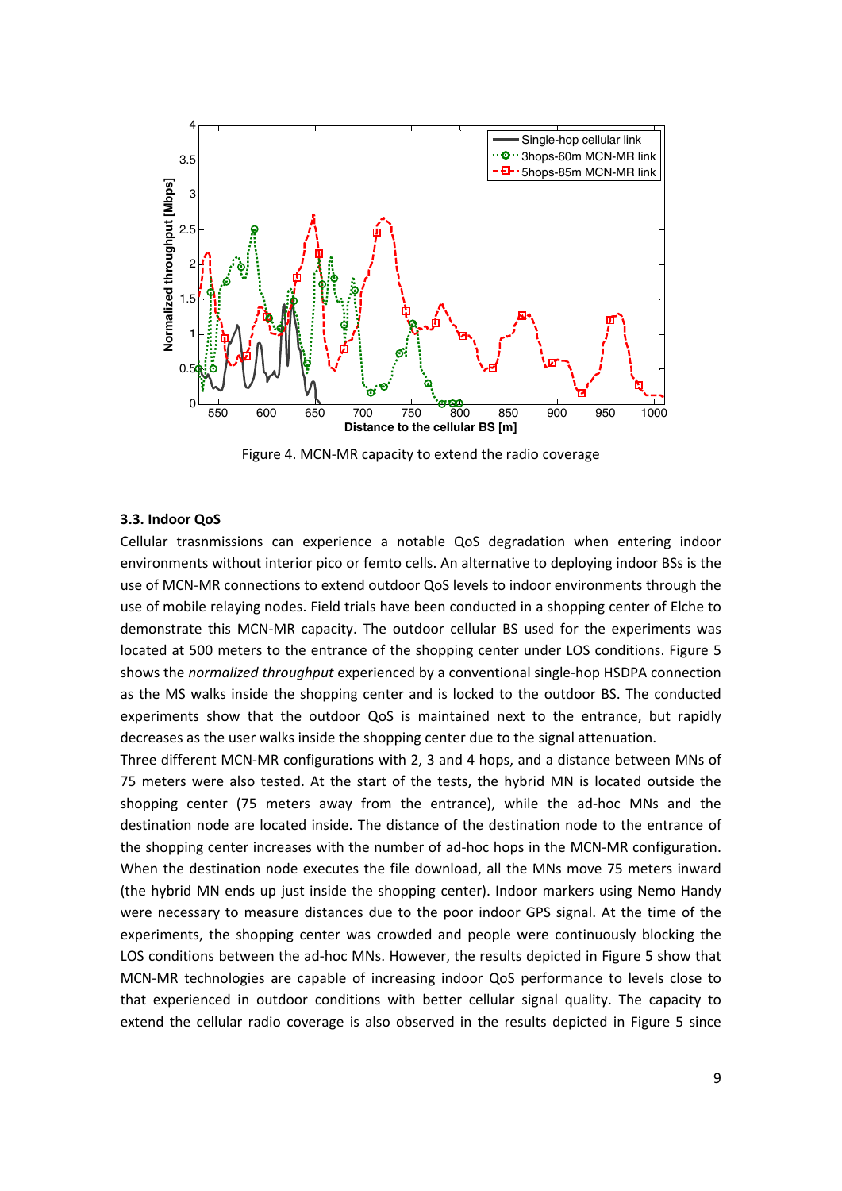Figure 4. MCN-MR capacity to extend the radio coverage

### 3.3. Indoor QoS

Cellular trasnmissions can experience a notable QoS degradation when entering indoor environments without interior pico or femto cells. An alternative to deploying indoor BSs is the use of MCN-MR connections to extend outdoor QoS levels to indoor environments through the use of mobile relaying nodes. Field trials have been conducted in a shopping center of Elche to demonstrate this MCN-MR capacity. The outdoor cellular BS used for the experiments was located at 500 meters to the entrance of the shopping center under LOS conditions. Figure 5 shows the *normalized throughput* experienced by a conventional single-hop HSDPA connection as the MS walks inside the shopping center and is locked to the outdoor BS. The conducted experiments show that the outdoor QoS is maintained next to the entrance, but rapidly decreases as the user walks inside the shopping center due to the signal attenuation.

Three different MCN-MR configurations with 2, 3 and 4 hops, and a distance between MNs of 75 meters were also tested. At the start of the tests, the hybrid MN is located outside the shopping center (75 meters away from the entrance), while the ad-hoc MNs and the destination node are located inside. The distance of the destination node to the entrance of the shopping center increases with the number of ad-hoc hops in the MCN-MR configuration. When the destination node executes the file download, all the MNs move 75 meters inward (the hybrid MN ends up just inside the shopping center). Indoor markers using Nemo Handy were necessary to measure distances due to the poor indoor GPS signal. At the time of the experiments, the shopping center was crowded and people were continuously blocking the LOS conditions between the ad-hoc MNs. However, the results depicted in Figure 5 show that MCN-MR technologies are capable of increasing indoor QoS performance to levels close to that experienced in outdoor conditions with better cellular signal quality. The capacity to extend the cellular radio coverage is also observed in the results depicted in Figure 5 since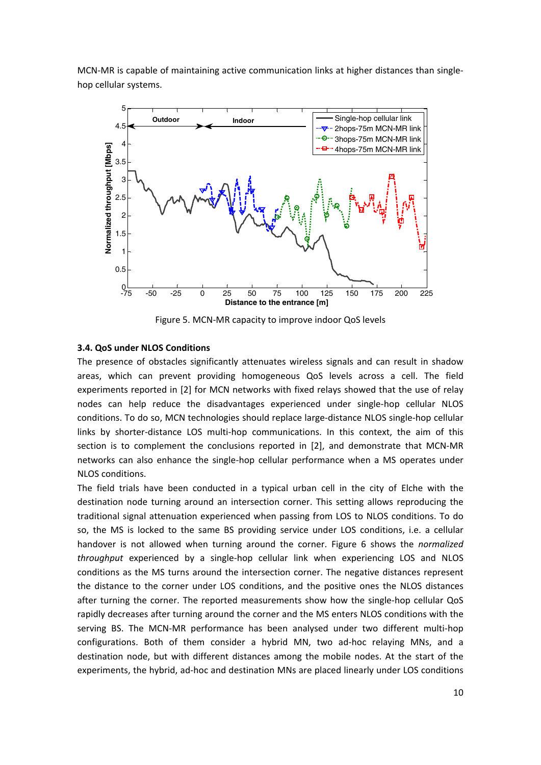MCN-MR is capable of maintaining active communication links at higher distances than single-hop cellular systems.

Figure 5. MCN-MR capacity to improve indoor QoS levels

### 3.4. QoS under NLOS Conditions

The presence of obstacles significantly attenuates wireless signals and can result in shadow areas, which can prevent providing homogeneous QoS levels across a cell. The field experiments reported in [2] for MCN networks with fixed relays showed that the use of relay nodes can help reduce the disadvantages experienced under single-hop cellular NLOS conditions. To do so, MCN technologies should replace large-distance NLOS single-hop cellular links by shorter-distance LOS multi-hop communications. In this context, the aim of this section is to complement the conclusions reported in [2], and demonstrate that MCN-MR networks can also enhance the single-hop cellular performance when a MS operates under NLOS conditions.

The field trials have been conducted in a typical urban cell in the city of Elche with the destination node turning around an intersection corner. This setting allows reproducing the traditional signal attenuation experienced when passing from LOS to NLOS conditions. To do so, the MS is locked to the same BS providing service under LOS conditions, i.e. a cellular handover is not allowed when turning around the corner. Figure 6 shows the *normalized throughput* experienced by a single-hop cellular link when experiencing LOS and NLOS conditions as the MS turns around the intersection corner. The negative distances represent the distance to the corner under LOS conditions, and the positive ones the NLOS distances after turning the corner. The reported measurements show how the single-hop cellular QoS rapidly decreases after turning around the corner and the MS enters NLOS conditions with the serving BS. The MCN-MR performance has been analysed under two different multi-hop configurations. Both of them consider a hybrid MN, two ad-hoc relaying MNs, and a destination node, but with different distances among the mobile nodes. At the start of the experiments, the hybrid, ad-hoc and destination MNs are placed linearly under LOS conditions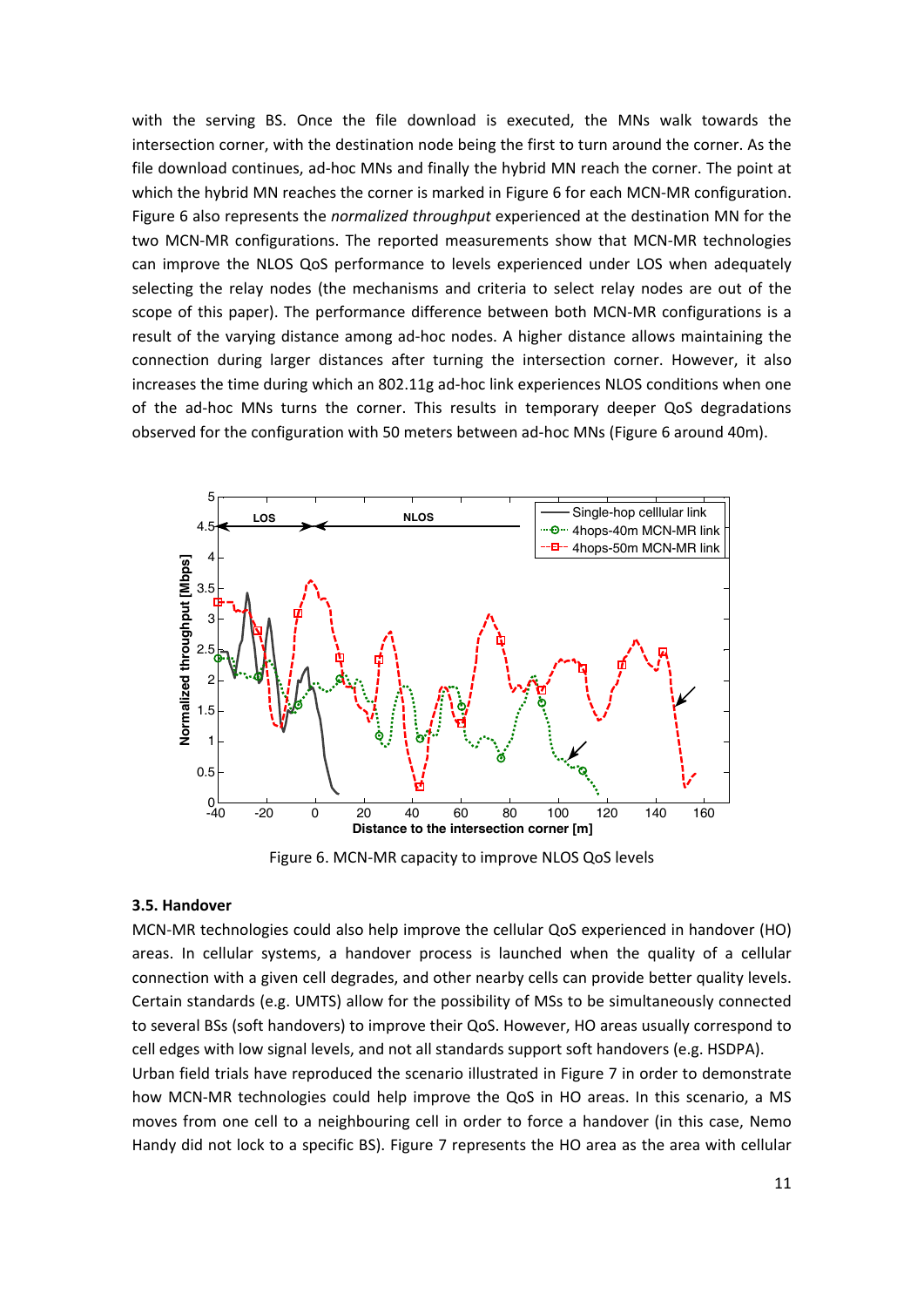with the serving BS. Once the file download is executed, the MNs walk towards the intersection corner, with the destination node being the first to turn around the corner. As the file download continues, ad-hoc MNs and finally the hybrid MN reach the corner. The point at which the hybrid MN reaches the corner is marked in Figure 6 for each MCN-MR configuration. Figure 6 also represents the *normalized throughput* experienced at the destination MN for the two MCN-MR configurations. The reported measurements show that MCN-MR technologies can improve the NLOS QoS performance to levels experienced under LOS when adequately selecting the relay nodes (the mechanisms and criteria to select relay nodes are out of the scope of this paper). The performance difference between both MCN-MR configurations is a result of the varying distance among ad-hoc nodes. A higher distance allows maintaining the connection during larger distances after turning the intersection corner. However, it also increases the time during which an 802.11g ad-hoc link experiences NLOS conditions when one of the ad-hoc MNs turns the corner. This results in temporary deeper QoS degradations observed for the configuration with 50 meters between ad-hoc MNs (Figure 6 around 40m).

Figure 6. MCN-MR capacity to improve NLOS QoS levels

### 3.5. Handover

MCN-MR technologies could also help improve the cellular QoS experienced in handover (HO) areas. In cellular systems, a handover process is launched when the quality of a cellular connection with a given cell degrades, and other nearby cells can provide better quality levels. Certain standards (e.g. UMTS) allow for the possibility of MSs to be simultaneously connected to several BSs (soft handovers) to improve their QoS. However, HO areas usually correspond to cell edges with low signal levels, and not all standards support soft handovers (e.g. HSDPA).

Urban field trials have reproduced the scenario illustrated in Figure 7 in order to demonstrate how MCN-MR technologies could help improve the QoS in HO areas. In this scenario, a MS moves from one cell to a neighbouring cell in order to force a handover (in this case, Nemo Handy did not lock to a specific BS). Figure 7 represents the HO area as the area with cellular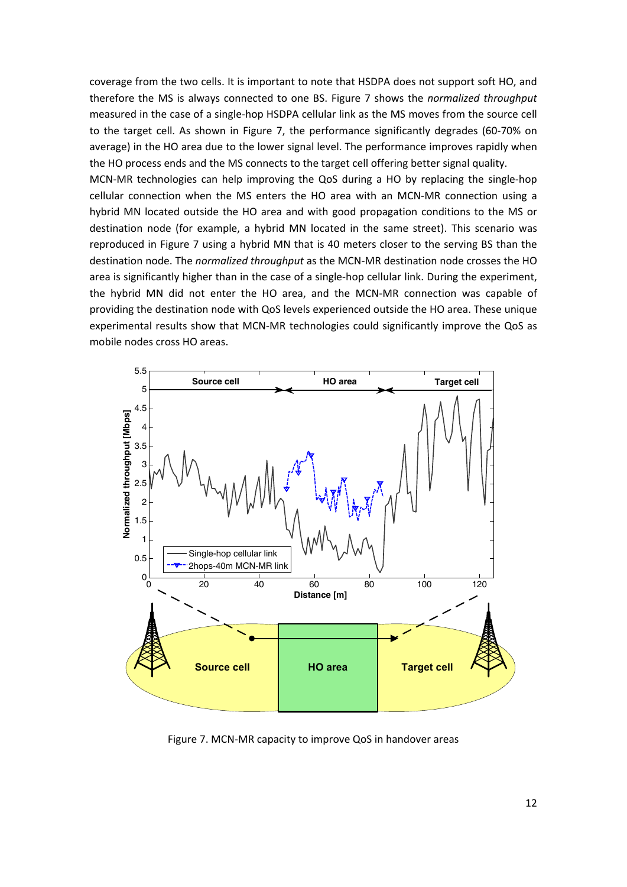coverage from the two cells. It is important to note that HSDPA does not support soft HO, and therefore the MS is always connected to one BS. Figure 7 shows the *normalized throughput* measured in the case of a single-hop HSDPA cellular link as the MS moves from the source cell to the target cell. As shown in Figure 7, the performance significantly degrades (60-70% on average) in the HO area due to the lower signal level. The performance improves rapidly when the HO process ends and the MS connects to the target cell offering better signal quality.

MCN-MR technologies can help improving the QoS during a HO by replacing the single-hop cellular connection when the MS enters the HO area with an MCN-MR connection using a hybrid MN located outside the HO area and with good propagation conditions to the MS or destination node (for example, a hybrid MN located in the same street). This scenario was reproduced in Figure 7 using a hybrid MN that is 40 meters closer to the serving BS than the destination node. The *normalized throughput* as the MCN-MR destination node crosses the HO area is significantly higher than in the case of a single-hop cellular link. During the experiment, the hybrid MN did not enter the HO area, and the MCN-MR connection was capable of providing the destination node with QoS levels experienced outside the HO area. These unique experimental results show that MCN-MR technologies could significantly improve the QoS as mobile nodes cross HO areas.

Figure 7. MCN-MR capacity to improve QoS in handover areas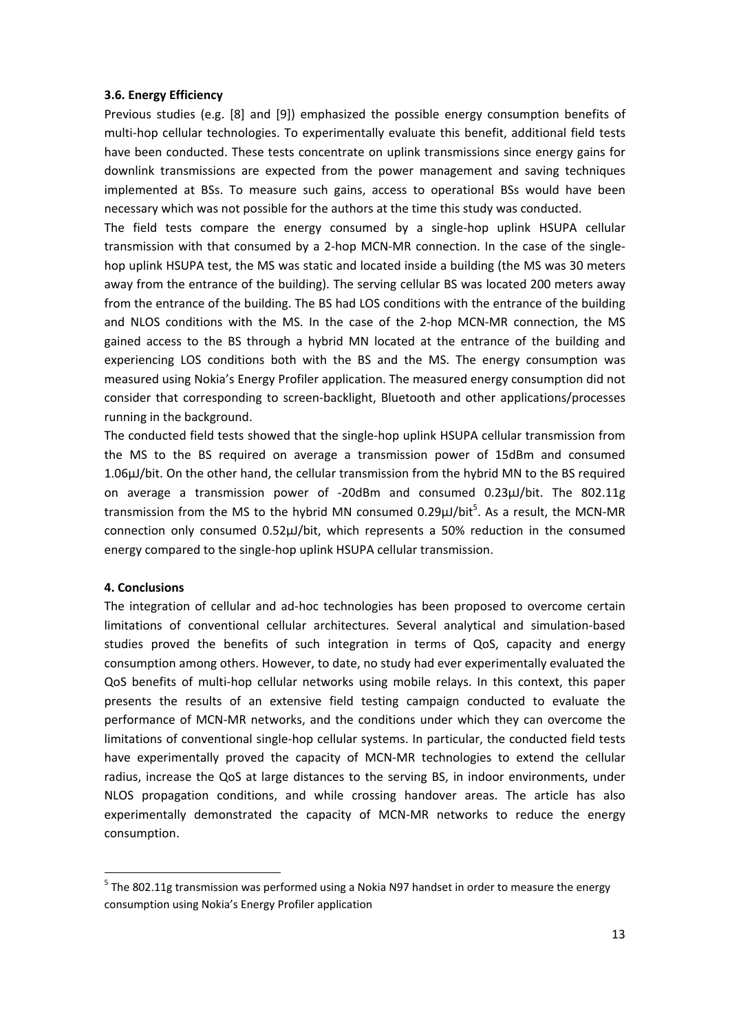### 3.6. Energy Efficiency

Previous studies (e.g. [8] and [9]) emphasized the possible energy consumption benefits of multi-hop cellular technologies. To experimentally evaluate this benefit, additional field tests have been conducted. These tests concentrate on uplink transmissions since energy gains for downlink transmissions are expected from the power management and saving techniques implemented at BSs. To measure such gains, access to operational BSs would have been necessary which was not possible for the authors at the time this study was conducted.

The field tests compare the energy consumed by a single-hop uplink HSUPA cellular transmission with that consumed by a 2-hop MCN-MR connection. In the case of the single-hop uplink HSUPA test, the MS was static and located inside a building (the MS was 30 meters away from the entrance of the building). The serving cellular BS was located 200 meters away from the entrance of the building. The BS had LOS conditions with the entrance of the building and NLOS conditions with the MS. In the case of the 2-hop MCN-MR connection, the MS gained access to the BS through a hybrid MN located at the entrance of the building and experiencing LOS conditions both with the BS and the MS. The energy consumption was measured using Nokia's Energy Profiler application. The measured energy consumption did not consider that corresponding to screen-backlight, Bluetooth and other applications/processes running in the background.

The conducted field tests showed that the single-hop uplink HSUPA cellular transmission from the MS to the BS required on average a transmission power of 15dBm and consumed 1.06μJ/bit. On the other hand, the cellular transmission from the hybrid MN to the BS required on average a transmission power of -20dBm and consumed 0.23μJ/bit. The 802.11g transmission from the MS to the hybrid MN consumed 0.29μJ/bit[5]. As a result, the MCN-MR connection only consumed 0.52μJ/bit, which represents a 50% reduction in the consumed energy compared to the single-hop uplink HSUPA cellular transmission.

### 4. Conclusions

The integration of cellular and ad-hoc technologies has been proposed to overcome certain limitations of conventional cellular architectures. Several analytical and simulation-based studies proved the benefits of such integration in terms of QoS, capacity and energy consumption among others. However, to date, no study had ever experimentally evaluated the QoS benefits of multi-hop cellular networks using mobile relays. In this context, this paper presents the results of an extensive field testing campaign conducted to evaluate the performance of MCN-MR networks, and the conditions under which they can overcome the limitations of conventional single-hop cellular systems. In particular, the conducted field tests have experimentally proved the capacity of MCN-MR technologies to extend the cellular radius, increase the QoS at large distances to the serving BS, in indoor environments, under NLOS propagation conditions, and while crossing handover areas. The article has also experimentally demonstrated the capacity of MCN-MR networks to reduce the energy consumption.

---

[5] The 802.11g transmission was performed using a Nokia N97 handset in order to measure the energy consumption using Nokia's Energy Profiler application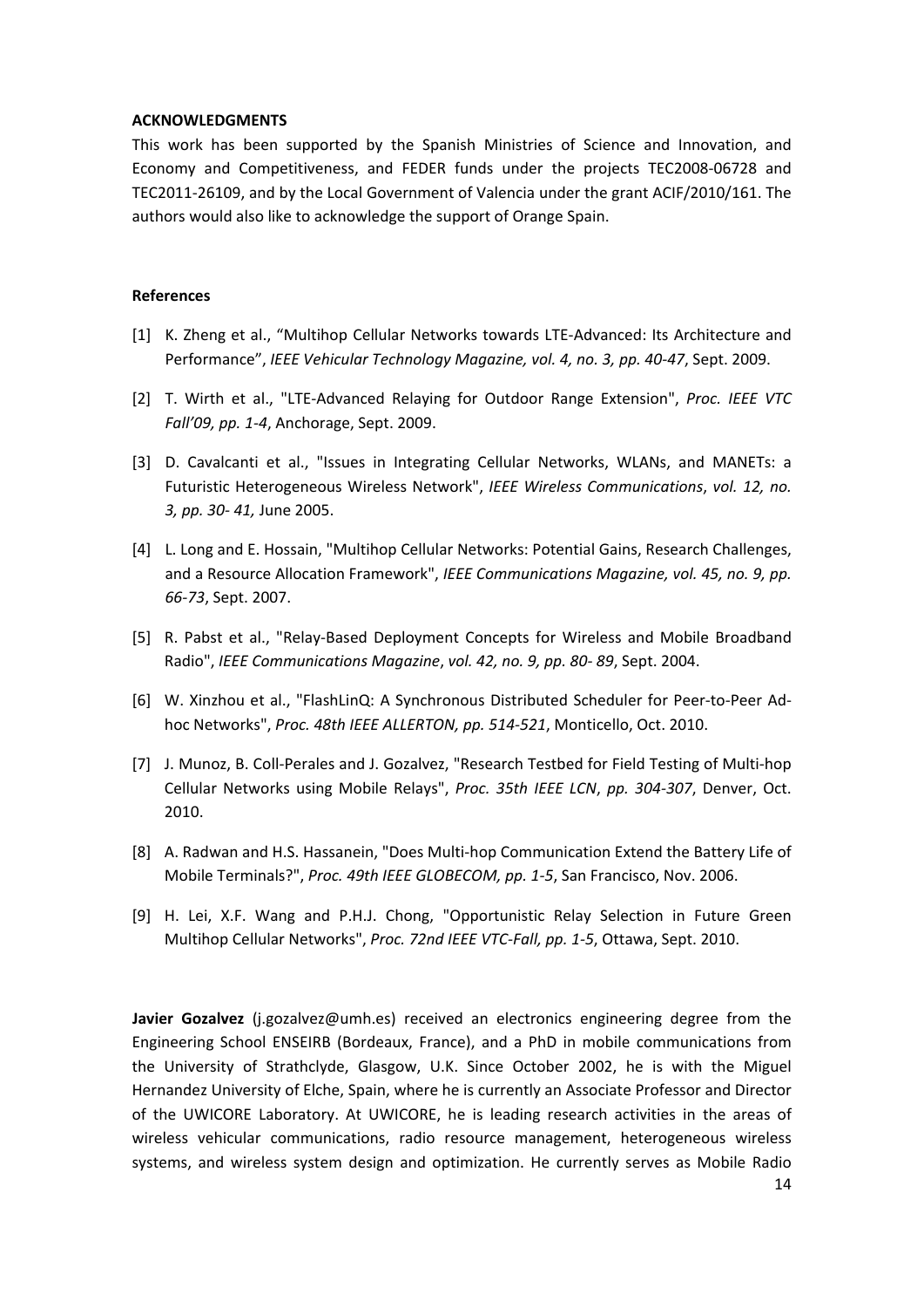#### ACKNOWLEDGMENTS

This work has been supported by the Spanish Ministries of Science and Innovation, and Economy and Competitiveness, and FEDER funds under the projects TEC2008-06728 and TEC2011-26109, and by the Local Government of Valencia under the grant ACIF/2010/161. The authors would also like to acknowledge the support of Orange Spain.

#### References

[1] K. Zheng et al., "Multihop Cellular Networks towards LTE-Advanced: Its Architecture and Performance", *IEEE Vehicular Technology Magazine, vol. 4, no. 3, pp. 40-47*, Sept. 2009.

[2] T. Wirth et al., "LTE-Advanced Relaying for Outdoor Range Extension", *Proc. IEEE VTC Fall'09, pp. 1-4*, Anchorage, Sept. 2009.

[3] D. Cavalcanti et al., "Issues in Integrating Cellular Networks, WLANs, and MANETs: a Futuristic Heterogeneous Wireless Network", *IEEE Wireless Communications*, *vol. 12, no. 3, pp. 30- 41,* June 2005.

[4] L. Long and E. Hossain, "Multihop Cellular Networks: Potential Gains, Research Challenges, and a Resource Allocation Framework", *IEEE Communications Magazine, vol. 45, no. 9, pp. 66-73*, Sept. 2007.

[5] R. Pabst et al., "Relay-Based Deployment Concepts for Wireless and Mobile Broadband Radio", *IEEE Communications Magazine*, *vol. 42, no. 9, pp. 80- 89*, Sept. 2004.

[6] W. Xinzhou et al., "FlashLinQ: A Synchronous Distributed Scheduler for Peer-to-Peer Ad-hoc Networks", *Proc. 48th IEEE ALLERTON, pp. 514-521*, Monticello, Oct. 2010.

[7] J. Munoz, B. Coll-Perales and J. Gozalvez, "Research Testbed for Field Testing of Multi-hop Cellular Networks using Mobile Relays", *Proc. 35th IEEE LCN*, *pp. 304-307*, Denver, Oct. 2010.

[8] A. Radwan and H.S. Hassanein, "Does Multi-hop Communication Extend the Battery Life of Mobile Terminals?", *Proc. 49th IEEE GLOBECOM, pp. 1-5*, San Francisco, Nov. 2006.

[9] H. Lei, X.F. Wang and P.H.J. Chong, "Opportunistic Relay Selection in Future Green Multihop Cellular Networks", *Proc. 72nd IEEE VTC-Fall, pp. 1-5*, Ottawa, Sept. 2010.

**Javier Gozalvez** (j.gozalvez@umh.es) received an electronics engineering degree from the Engineering School ENSEIRB (Bordeaux, France), and a PhD in mobile communications from the University of Strathclyde, Glasgow, U.K. Since October 2002, he is with the Miguel Hernandez University of Elche, Spain, where he is currently an Associate Professor and Director of the UWICORE Laboratory. At UWICORE, he is leading research activities in the areas of wireless vehicular communications, radio resource management, heterogeneous wireless systems, and wireless system design and optimization. He currently serves as Mobile Radio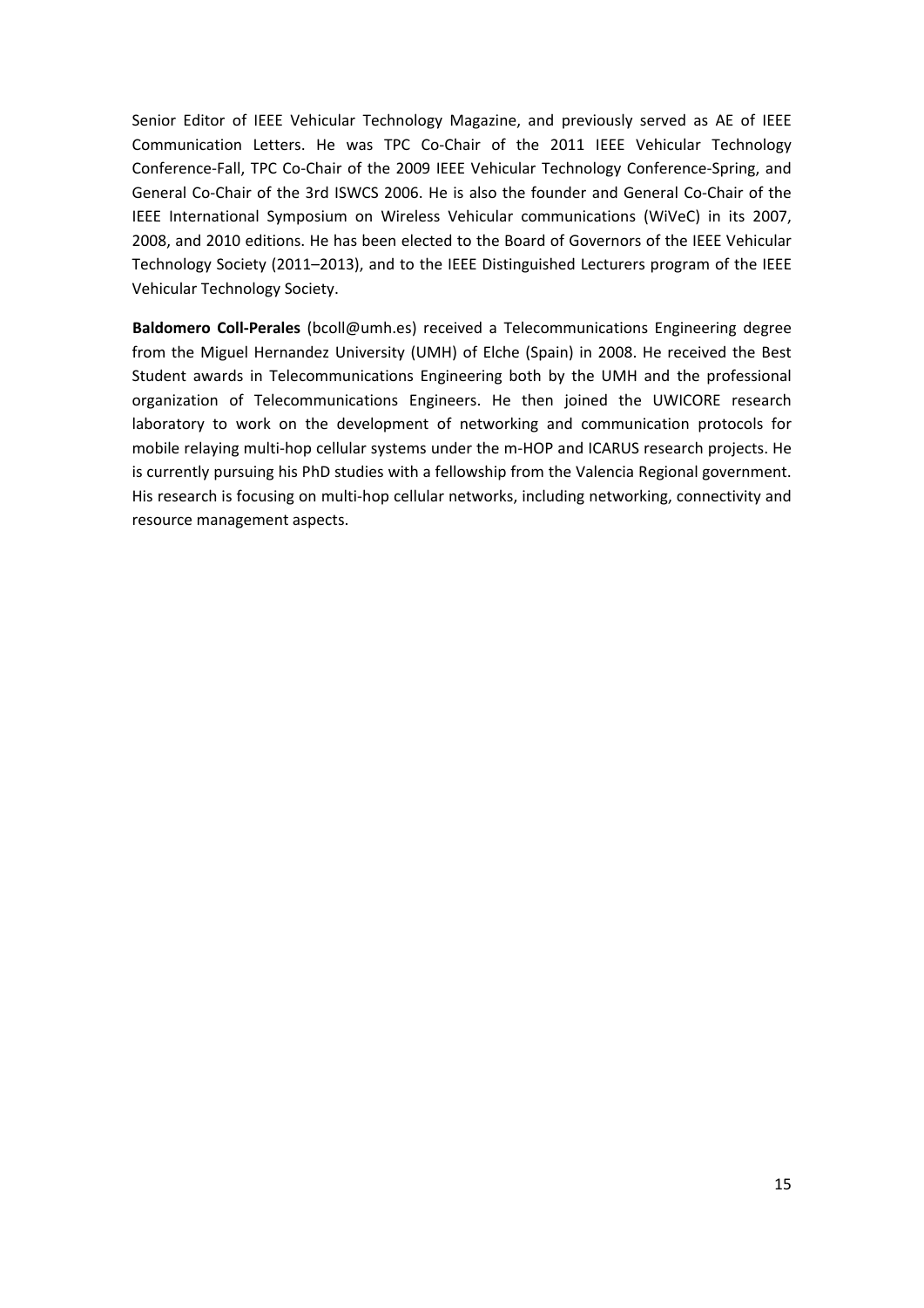Senior Editor of IEEE Vehicular Technology Magazine, and previously served as AE of IEEE Communication Letters. He was TPC Co-Chair of the 2011 IEEE Vehicular Technology Conference-Fall, TPC Co-Chair of the 2009 IEEE Vehicular Technology Conference-Spring, and General Co-Chair of the 3rd ISWCS 2006. He is also the founder and General Co-Chair of the IEEE International Symposium on Wireless Vehicular communications (WiVeC) in its 2007, 2008, and 2010 editions. He has been elected to the Board of Governors of the IEEE Vehicular Technology Society (2011–2013), and to the IEEE Distinguished Lecturers program of the IEEE Vehicular Technology Society.

**Baldomero Coll-Perales** (bcoll@umh.es) received a Telecommunications Engineering degree from the Miguel Hernandez University (UMH) of Elche (Spain) in 2008. He received the Best Student awards in Telecommunications Engineering both by the UMH and the professional organization of Telecommunications Engineers. He then joined the UWICORE research laboratory to work on the development of networking and communication protocols for mobile relaying multi-hop cellular systems under the m-HOP and ICARUS research projects. He is currently pursuing his PhD studies with a fellowship from the Valencia Regional government. His research is focusing on multi-hop cellular networks, including networking, connectivity and resource management aspects.